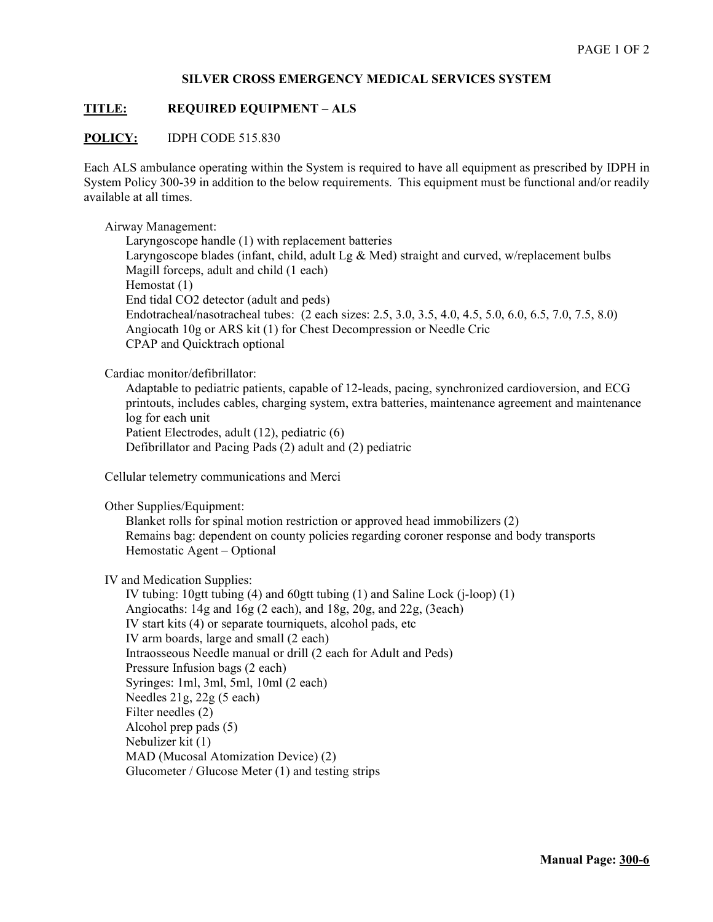## SILVER CROSS EMERGENCY MEDICAL SERVICES SYSTEM

**TITLE:** **REQUIRED EQUIPMENT – ALS**

**POLICY:** IDPH CODE 515.830

Each ALS ambulance operating within the System is required to have all equipment as prescribed by IDPH in System Policy 300-39 in addition to the below requirements. This equipment must be functional and/or readily available at all times.

Airway Management:
- Laryngoscope handle (1) with replacement batteries
- Laryngoscope blades (infant, child, adult Lg & Med) straight and curved, w/replacement bulbs
- Magill forceps, adult and child (1 each)
- Hemostat (1)
- End tidal CO2 detector (adult and peds)
- Endotracheal/nasotracheal tubes: (2 each sizes: 2.5, 3.0, 3.5, 4.0, 4.5, 5.0, 6.0, 6.5, 7.0, 7.5, 8.0)
- Angiocath 10g or ARS kit (1) for Chest Decompression or Needle Cric
- CPAP and Quicktrach optional

Cardiac monitor/defibrillator:
- Adaptable to pediatric patients, capable of 12-leads, pacing, synchronized cardioversion, and ECG printouts, includes cables, charging system, extra batteries, maintenance agreement and maintenance log for each unit
- Patient Electrodes, adult (12), pediatric (6)
- Defibrillator and Pacing Pads (2) adult and (2) pediatric

Cellular telemetry communications and Merci

Other Supplies/Equipment:
- Blanket rolls for spinal motion restriction or approved head immobilizers (2)
- Remains bag: dependent on county policies regarding coroner response and body transports
- Hemostatic Agent – Optional

IV and Medication Supplies:
- IV tubing: 10gtt tubing (4) and 60gtt tubing (1) and Saline Lock (j-loop) (1)
- Angiocaths: 14g and 16g (2 each), and 18g, 20g, and 22g, (3each)
- IV start kits (4) or separate tourniquets, alcohol pads, etc
- IV arm boards, large and small (2 each)
- Intraosseous Needle manual or drill (2 each for Adult and Peds)
- Pressure Infusion bags (2 each)
- Syringes: 1ml, 3ml, 5ml, 10ml (2 each)
- Needles 21g, 22g (5 each)
- Filter needles (2)
- Alcohol prep pads (5)
- Nebulizer kit (1)
- MAD (Mucosal Atomization Device) (2)
- Glucometer / Glucose Meter (1) and testing strips

**Manual Page: 300-6**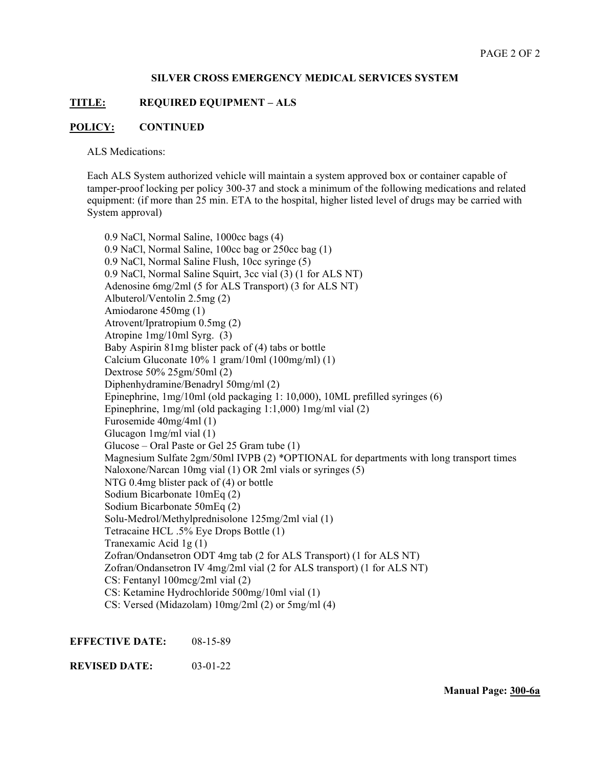**SILVER CROSS EMERGENCY MEDICAL SERVICES SYSTEM**

**TITLE:** REQUIRED EQUIPMENT – ALS

**POLICY:** CONTINUED

ALS Medications:

Each ALS System authorized vehicle will maintain a system approved box or container capable of tamper-proof locking per policy 300-37 and stock a minimum of the following medications and related equipment: (if more than 25 min. ETA to the hospital, higher listed level of drugs may be carried with System approval)

- 0.9 NaCl, Normal Saline, 1000cc bags (4)
- 0.9 NaCl, Normal Saline, 100cc bag or 250cc bag (1)
- 0.9 NaCl, Normal Saline Flush, 10cc syringe (5)
- 0.9 NaCl, Normal Saline Squirt, 3cc vial (3) (1 for ALS NT)
- Adenosine 6mg/2ml (5 for ALS Transport) (3 for ALS NT)
- Albuterol/Ventolin 2.5mg (2)
- Amiodarone 450mg (1)
- Atrovent/Ipratropium 0.5mg (2)
- Atropine 1mg/10ml Syrg. (3)
- Baby Aspirin 81mg blister pack of (4) tabs or bottle
- Calcium Gluconate 10% 1 gram/10ml (100mg/ml) (1)
- Dextrose 50% 25gm/50ml (2)
- Diphenhydramine/Benadryl 50mg/ml (2)
- Epinephrine, 1mg/10ml (old packaging 1: 10,000), 10ML prefilled syringes (6)
- Epinephrine, 1mg/ml (old packaging 1:1,000) 1mg/ml vial (2)
- Furosemide 40mg/4ml (1)
- Glucagon 1mg/ml vial (1)
- Glucose – Oral Paste or Gel 25 Gram tube (1)
- Magnesium Sulfate 2gm/50ml IVPB (2) *OPTIONAL for departments with long transport times
- Naloxone/Narcan 10mg vial (1) OR 2ml vials or syringes (5)
- NTG 0.4mg blister pack of (4) or bottle
- Sodium Bicarbonate 10mEq (2)
- Sodium Bicarbonate 50mEq (2)
- Solu-Medrol/Methylprednisolone 125mg/2ml vial (1)
- Tetracaine HCL .5% Eye Drops Bottle (1)
- Tranexamic Acid 1g (1)
- Zofran/Ondansetron ODT 4mg tab (2 for ALS Transport) (1 for ALS NT)
- Zofran/Ondansetron IV 4mg/2ml vial (2 for ALS transport) (1 for ALS NT)
- CS: Fentanyl 100mcg/2ml vial (2)
- CS: Ketamine Hydrochloride 500mg/10ml vial (1)
- CS: Versed (Midazolam) 10mg/2ml (2) or 5mg/ml (4)

**EFFECTIVE DATE:** 08-15-89

**REVISED DATE:** 03-01-22

**Manual Page: 300-6a**